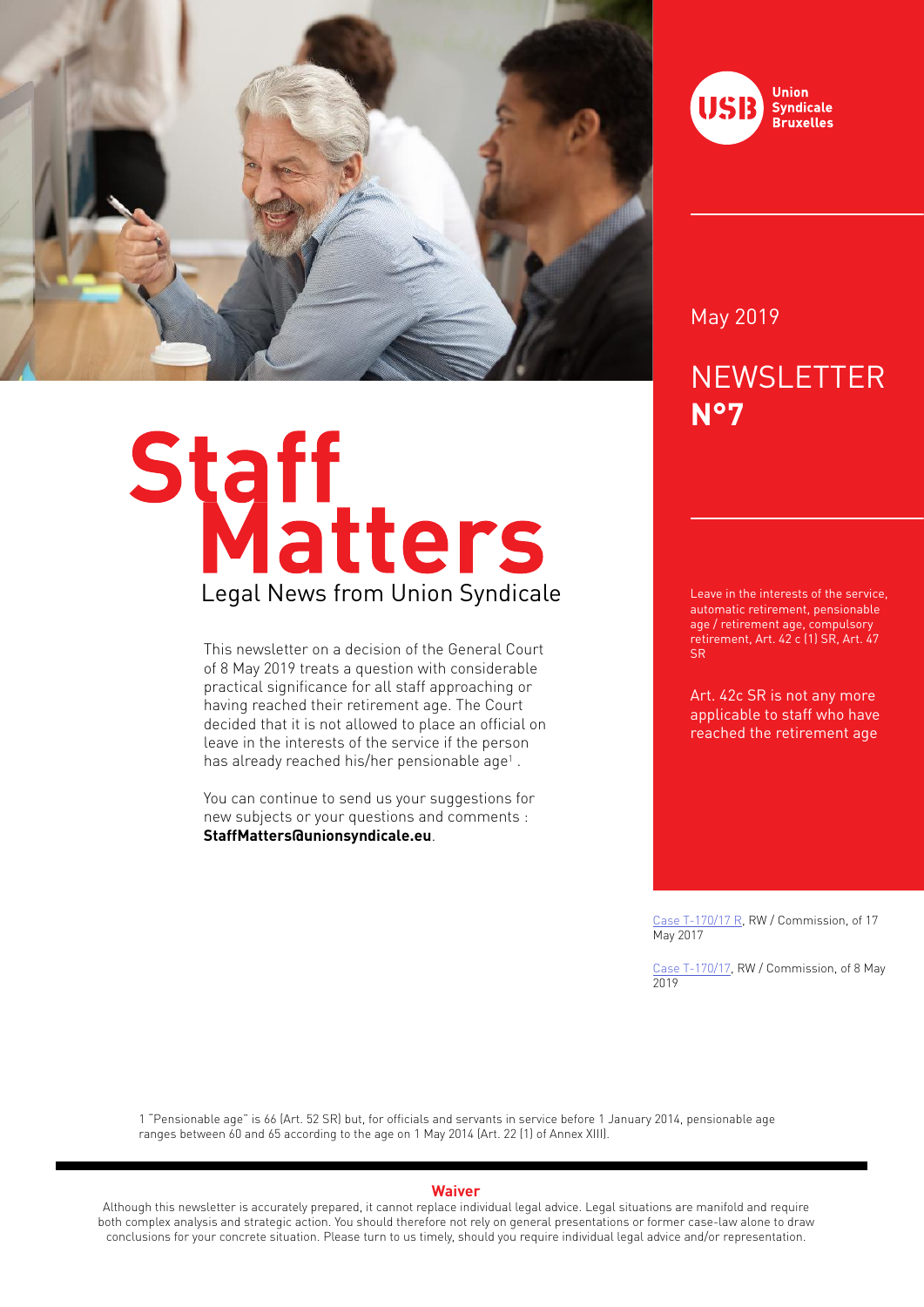# Staff Matters

Legal News from Union Syndicale

May 2019

NEWSLETTER **N°7**

This newsletter on a decision of the General Court of 8 May 2019 treats a question with considerable practical significance for all staff approaching or having reached their retirement age. The Court decided that it is not allowed to place an official on leave in the interests of the service if the person has already reached his/her pensionable age[1] .

You can continue to send us your suggestions for new subjects or your questions and comments : **StaffMatters@unionsyndicale.eu**.

Leave in the interests of the service, automatic retirement, pensionable age / retirement age, compulsory retirement, Art. 42 c (1) SR, Art. 47 SR

Art. 42c SR is not any more applicable to staff who have reached the retirement age

Case T-170/17 R, RW / Commission, of 17 May 2017

Case T-170/17, RW / Commission, of 8 May 2019

1 "Pensionable age" is 66 (Art. 52 SR) but, for officials and servants in service before 1 January 2014, pensionable age ranges between 60 and 65 according to the age on 1 May 2014 (Art. 22 (1) of Annex XIII).

**Waiver**

Although this newsletter is accurately prepared, it cannot replace individual legal advice. Legal situations are manifold and require both complex analysis and strategic action. You should therefore not rely on general presentations or former case-law alone to draw conclusions for your concrete situation. Please turn to us timely, should you require individual legal advice and/or representation.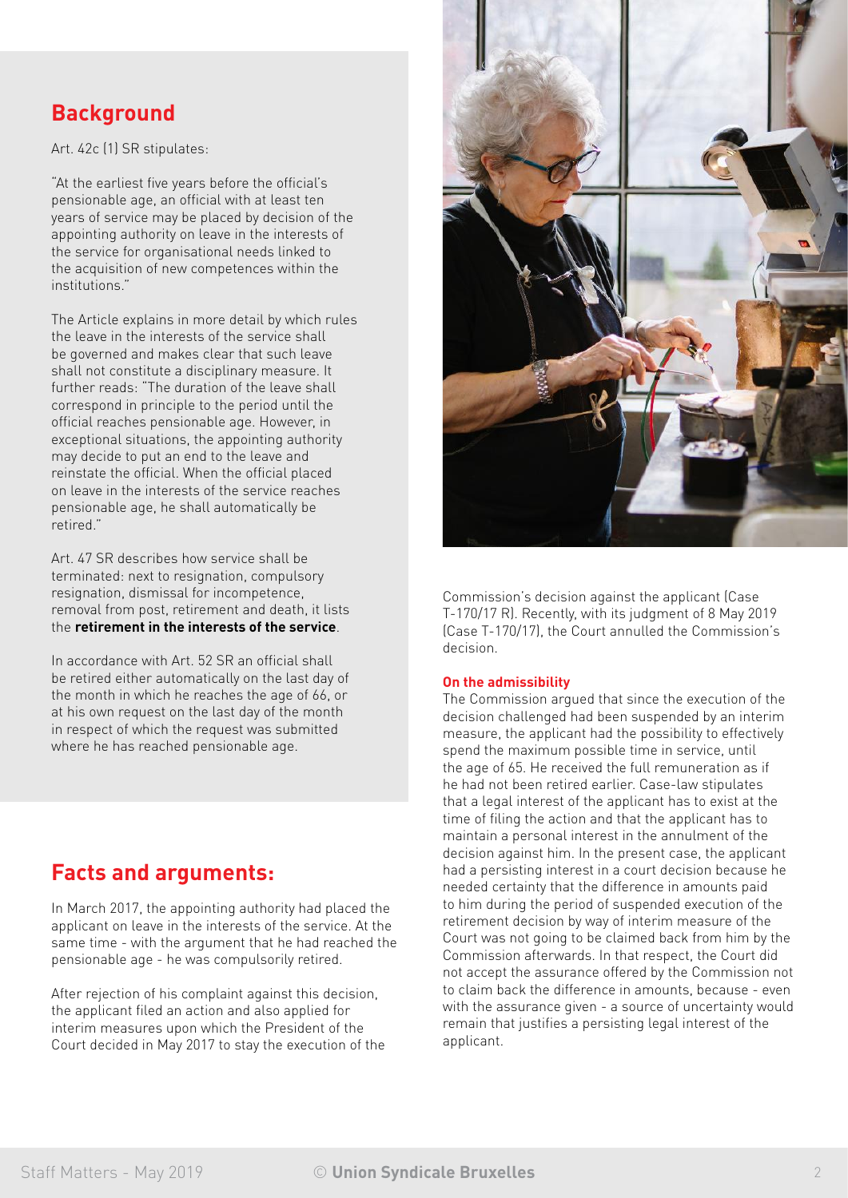## Background

Art. 42c (1) SR stipulates:

"At the earliest five years before the official's pensionable age, an official with at least ten years of service may be placed by decision of the appointing authority on leave in the interests of the service for organisational needs linked to the acquisition of new competences within the institutions."

The Article explains in more detail by which rules the leave in the interests of the service shall be governed and makes clear that such leave shall not constitute a disciplinary measure. It further reads: "The duration of the leave shall correspond in principle to the period until the official reaches pensionable age. However, in exceptional situations, the appointing authority may decide to put an end to the leave and reinstate the official. When the official placed on leave in the interests of the service reaches pensionable age, he shall automatically be retired."

Art. 47 SR describes how service shall be terminated: next to resignation, compulsory resignation, dismissal for incompetence, removal from post, retirement and death, it lists the **retirement in the interests of the service**.

In accordance with Art. 52 SR an official shall be retired either automatically on the last day of the month in which he reaches the age of 66, or at his own request on the last day of the month in respect of which the request was submitted where he has reached pensionable age.

## Facts and arguments:

In March 2017, the appointing authority had placed the applicant on leave in the interests of the service. At the same time - with the argument that he had reached the pensionable age - he was compulsorily retired.

After rejection of his complaint against this decision, the applicant filed an action and also applied for interim measures upon which the President of the Court decided in May 2017 to stay the execution of the Commission's decision against the applicant (Case T-170/17 R). Recently, with its judgment of 8 May 2019 (Case T-170/17), the Court annulled the Commission's decision.

**On the admissibility**

The Commission argued that since the execution of the decision challenged had been suspended by an interim measure, the applicant had the possibility to effectively spend the maximum possible time in service, until the age of 65. He received the full remuneration as if he had not been retired earlier. Case-law stipulates that a legal interest of the applicant has to exist at the time of filing the action and that the applicant has to maintain a personal interest in the annulment of the decision against him. In the present case, the applicant had a persisting interest in a court decision because he needed certainty that the difference in amounts paid to him during the period of suspended execution of the retirement decision by way of interim measure of the Court was not going to be claimed back from him by the Commission afterwards. In that respect, the Court did not accept the assurance offered by the Commission not to claim back the difference in amounts, because - even with the assurance given - a source of uncertainty would remain that justifies a persisting legal interest of the applicant.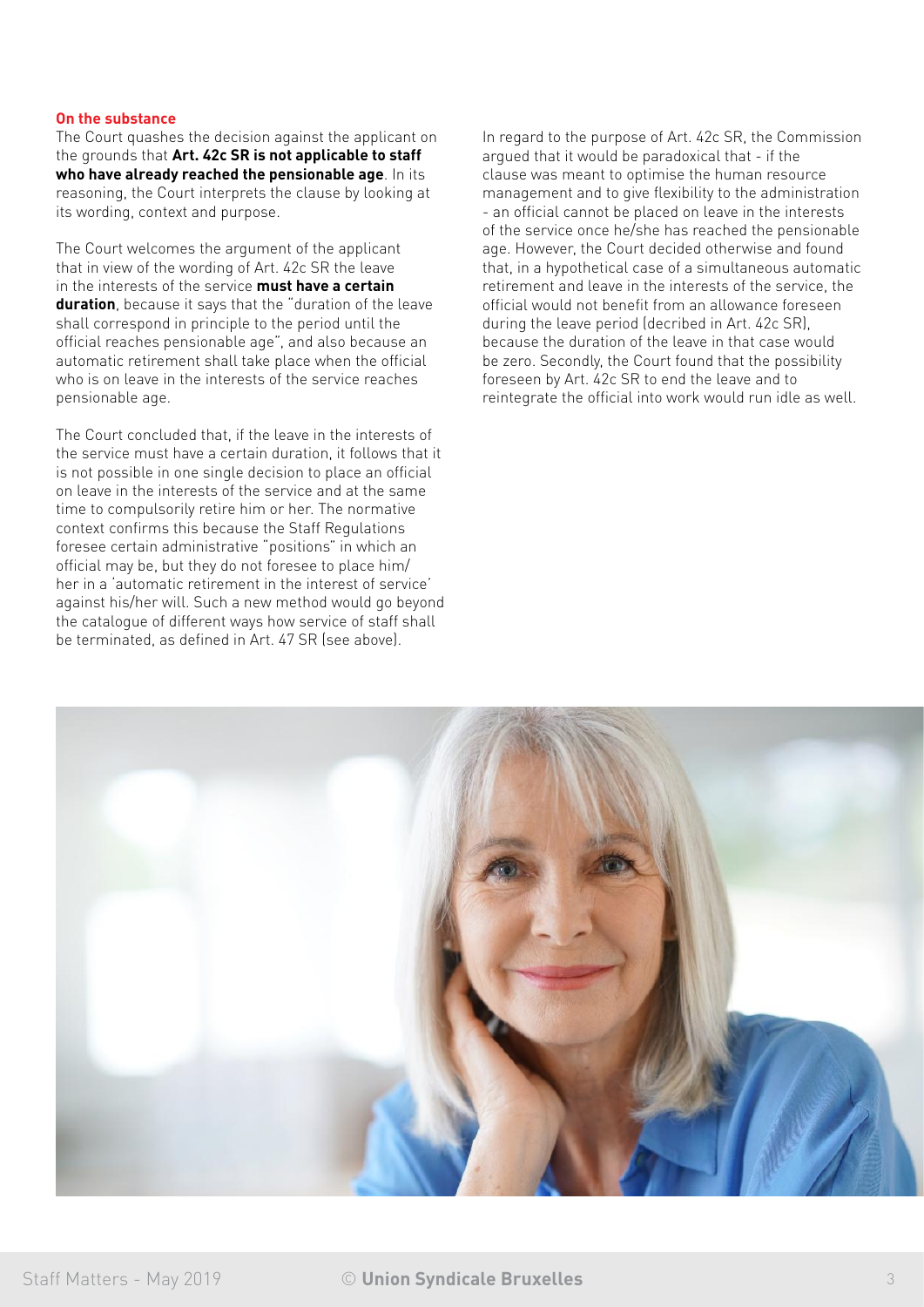**On the substance**

The Court quashes the decision against the applicant on the grounds that **Art. 42c SR is not applicable to staff who have already reached the pensionable age**. In its reasoning, the Court interprets the clause by looking at its wording, context and purpose.

The Court welcomes the argument of the applicant that in view of the wording of Art. 42c SR the leave in the interests of the service **must have a certain duration**, because it says that the "duration of the leave shall correspond in principle to the period until the official reaches pensionable age", and also because an automatic retirement shall take place when the official who is on leave in the interests of the service reaches pensionable age.

The Court concluded that, if the leave in the interests of the service must have a certain duration, it follows that it is not possible in one single decision to place an official on leave in the interests of the service and at the same time to compulsorily retire him or her. The normative context confirms this because the Staff Regulations foresee certain administrative "positions" in which an official may be, but they do not foresee to place him/her in a 'automatic retirement in the interest of service' against his/her will. Such a new method would go beyond the catalogue of different ways how service of staff shall be terminated, as defined in Art. 47 SR (see above).

In regard to the purpose of Art. 42c SR, the Commission argued that it would be paradoxical that - if the clause was meant to optimise the human resource management and to give flexibility to the administration - an official cannot be placed on leave in the interests of the service once he/she has reached the pensionable age. However, the Court decided otherwise and found that, in a hypothetical case of a simultaneous automatic retirement and leave in the interests of the service, the official would not benefit from an allowance foreseen during the leave period (decribed in Art. 42c SR), because the duration of the leave in that case would be zero. Secondly, the Court found that the possibility foreseen by Art. 42c SR to end the leave and to reintegrate the official into work would run idle as well.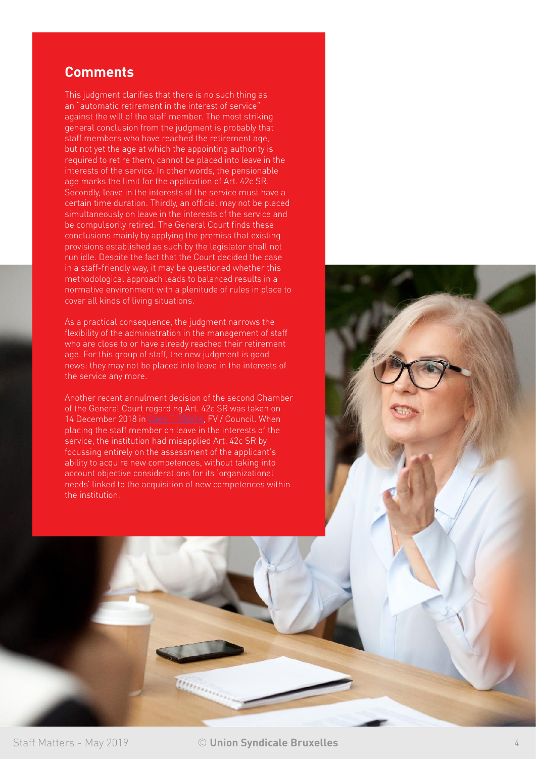## Comments

This judgment clarifies that there is no such thing as an "automatic retirement in the interest of service" against the will of the staff member. The most striking general conclusion from the judgment is probably that staff members who have reached the retirement age, but not yet the age at which the appointing authority is required to retire them, cannot be placed into leave in the interests of the service. In other words, the pensionable age marks the limit for the application of Art. 42c SR. Secondly, leave in the interests of the service must have a certain time duration. Thirdly, an official may not be placed simultaneously on leave in the interests of the service and be compulsorily retired. The General Court finds these conclusions mainly by applying the premiss that existing provisions established as such by the legislator shall not run idle. Despite the fact that the Court decided the case in a staff-friendly way, it may be questioned whether this methodological approach leads to balanced results in a normative environment with a plenitude of rules in place to cover all kinds of living situations.

As a practical consequence, the judgment narrows the flexibility of the administration in the management of staff who are close to or have already reached their retirement age. For this group of staff, the new judgment is good news: they may not be placed into leave in the interests of the service any more.

Another recent annulment decision of the second Chamber of the General Court regarding Art. 42c SR was taken on 14 December 2018 in Case T-750/16, FV / Council. When placing the staff member on leave in the interests of the service, the institution had misapplied Art. 42c SR by focussing entirely on the assessment of the applicant's ability to acquire new competences, without taking into account objective considerations for its 'organizational needs' linked to the acquisition of new competences within the institution.